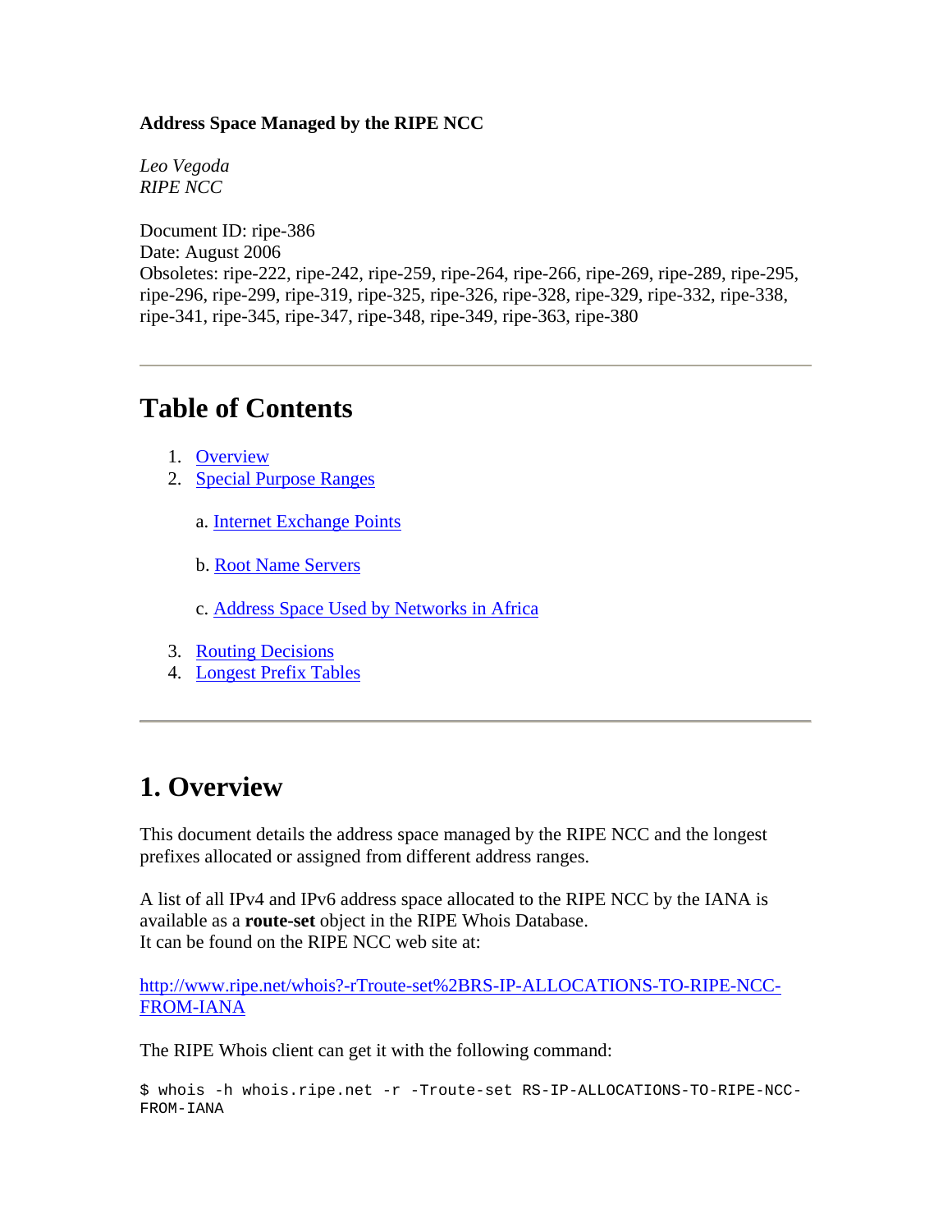**Address Space Managed by the RIPE NCC**

*Leo Vegoda*
*RIPE NCC*

Document ID: ripe-386
Date: August 2006
Obsoletes: ripe-222, ripe-242, ripe-259, ripe-264, ripe-266, ripe-269, ripe-289, ripe-295, ripe-296, ripe-299, ripe-319, ripe-325, ripe-326, ripe-328, ripe-329, ripe-332, ripe-338, ripe-341, ripe-345, ripe-347, ripe-348, ripe-349, ripe-363, ripe-380

---

# Table of Contents

1. [Overview](#)
2. [Special Purpose Ranges](#)

   a. [Internet Exchange Points](#)

   b. [Root Name Servers](#)

   c. [Address Space Used by Networks in Africa](#)

3. [Routing Decisions](#)
4. [Longest Prefix Tables](#)

---

# 1. Overview

This document details the address space managed by the RIPE NCC and the longest prefixes allocated or assigned from different address ranges.

A list of all IPv4 and IPv6 address space allocated to the RIPE NCC by the IANA is available as a **route-set** object in the RIPE Whois Database.
It can be found on the RIPE NCC web site at:

[http://www.ripe.net/whois?-rTroute-set%2BRS-IP-ALLOCATIONS-TO-RIPE-NCC-FROM-IANA](http://www.ripe.net/whois?-rTroute-set%2BRS-IP-ALLOCATIONS-TO-RIPE-NCC-FROM-IANA)

The RIPE Whois client can get it with the following command:

```
$ whois -h whois.ripe.net -r -Troute-set RS-IP-ALLOCATIONS-TO-RIPE-NCC-FROM-IANA
```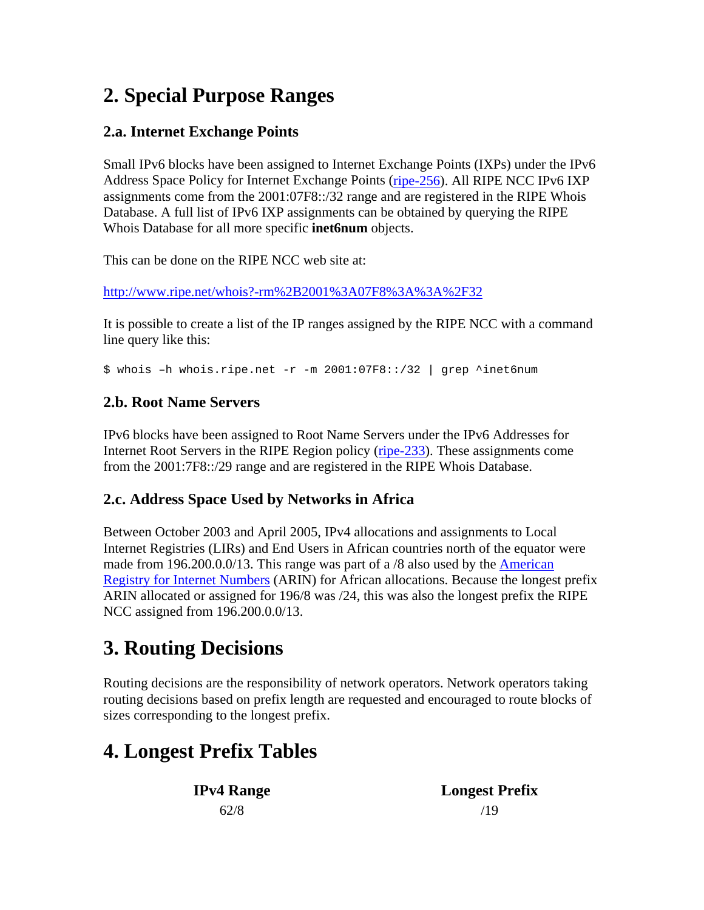# 2. Special Purpose Ranges

## 2.a. Internet Exchange Points

Small IPv6 blocks have been assigned to Internet Exchange Points (IXPs) under the IPv6 Address Space Policy for Internet Exchange Points (ripe-256). All RIPE NCC IPv6 IXP assignments come from the 2001:07F8::/32 range and are registered in the RIPE Whois Database. A full list of IPv6 IXP assignments can be obtained by querying the RIPE Whois Database for all more specific **inet6num** objects.

This can be done on the RIPE NCC web site at:

http://www.ripe.net/whois?-rm%2B2001%3A07F8%3A%3A%2F32

It is possible to create a list of the IP ranges assigned by the RIPE NCC with a command line query like this:

```
$ whois –h whois.ripe.net -r -m 2001:07F8::/32 | grep ^inet6num
```

## 2.b. Root Name Servers

IPv6 blocks have been assigned to Root Name Servers under the IPv6 Addresses for Internet Root Servers in the RIPE Region policy (ripe-233). These assignments come from the 2001:7F8::/29 range and are registered in the RIPE Whois Database.

## 2.c. Address Space Used by Networks in Africa

Between October 2003 and April 2005, IPv4 allocations and assignments to Local Internet Registries (LIRs) and End Users in African countries north of the equator were made from 196.200.0.0/13. This range was part of a /8 also used by the American Registry for Internet Numbers (ARIN) for African allocations. Because the longest prefix ARIN allocated or assigned for 196/8 was /24, this was also the longest prefix the RIPE NCC assigned from 196.200.0.0/13.

# 3. Routing Decisions

Routing decisions are the responsibility of network operators. Network operators taking routing decisions based on prefix length are requested and encouraged to route blocks of sizes corresponding to the longest prefix.

# 4. Longest Prefix Tables

| IPv4 Range | Longest Prefix |
|---|---|
| 62/8 | /19 |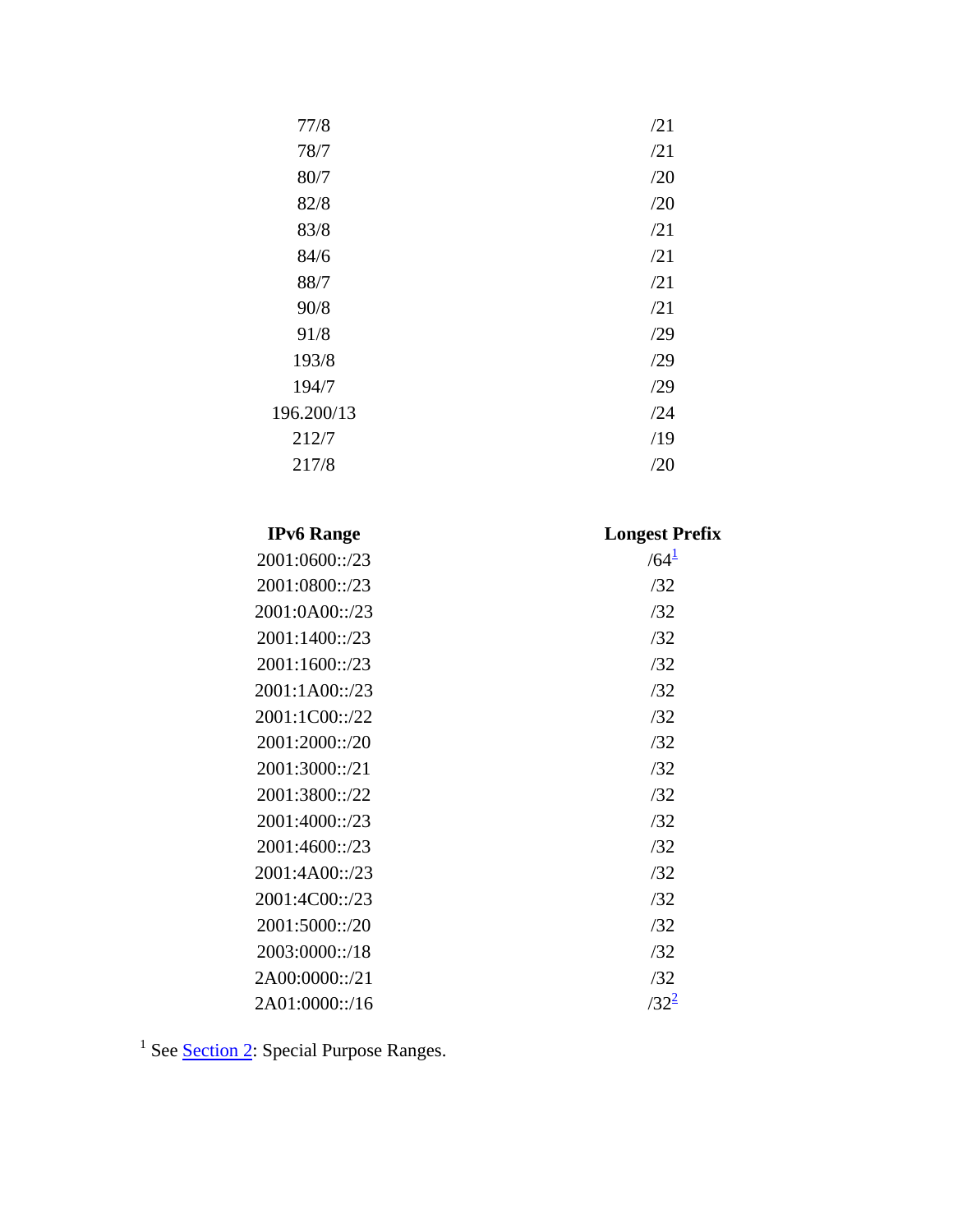| | |
|---|---|
| 77/8 | /21 |
| 78/7 | /21 |
| 80/7 | /20 |
| 82/8 | /20 |
| 83/8 | /21 |
| 84/6 | /21 |
| 88/7 | /21 |
| 90/8 | /21 |
| 91/8 | /29 |
| 193/8 | /29 |
| 194/7 | /29 |
| 196.200/13 | /24 |
| 212/7 | /19 |
| 217/8 | /20 |

| **IPv6 Range** | **Longest Prefix** |
|---|---|
| 2001:0600::/23 | /64[1] |
| 2001:0800::/23 | /32 |
| 2001:0A00::/23 | /32 |
| 2001:1400::/23 | /32 |
| 2001:1600::/23 | /32 |
| 2001:1A00::/23 | /32 |
| 2001:1C00::/22 | /32 |
| 2001:2000::/20 | /32 |
| 2001:3000::/21 | /32 |
| 2001:3800::/22 | /32 |
| 2001:4000::/23 | /32 |
| 2001:4600::/23 | /32 |
| 2001:4A00::/23 | /32 |
| 2001:4C00::/23 | /32 |
| 2001:5000::/20 | /32 |
| 2003:0000::/18 | /32 |
| 2A00:0000::/21 | /32 |
| 2A01:0000::/16 | /32[2] |

[1] See Section 2: Special Purpose Ranges.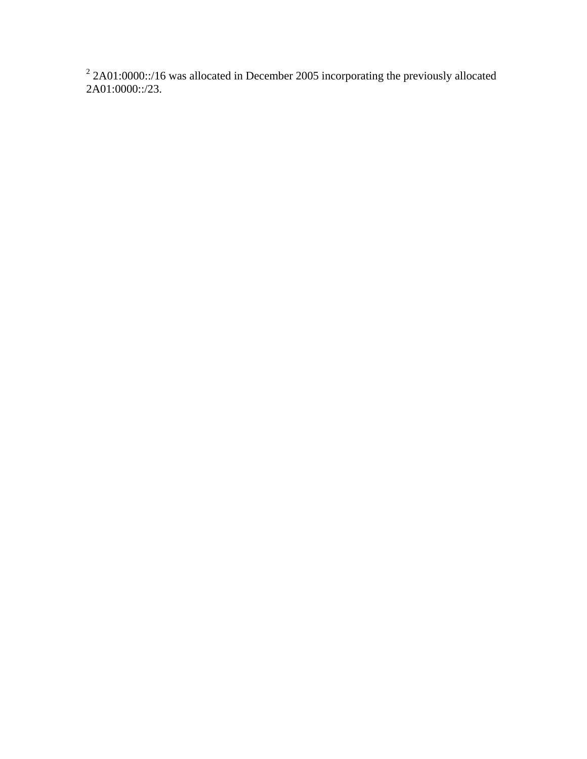[2] 2A01:0000::/16 was allocated in December 2005 incorporating the previously allocated 2A01:0000::/23.